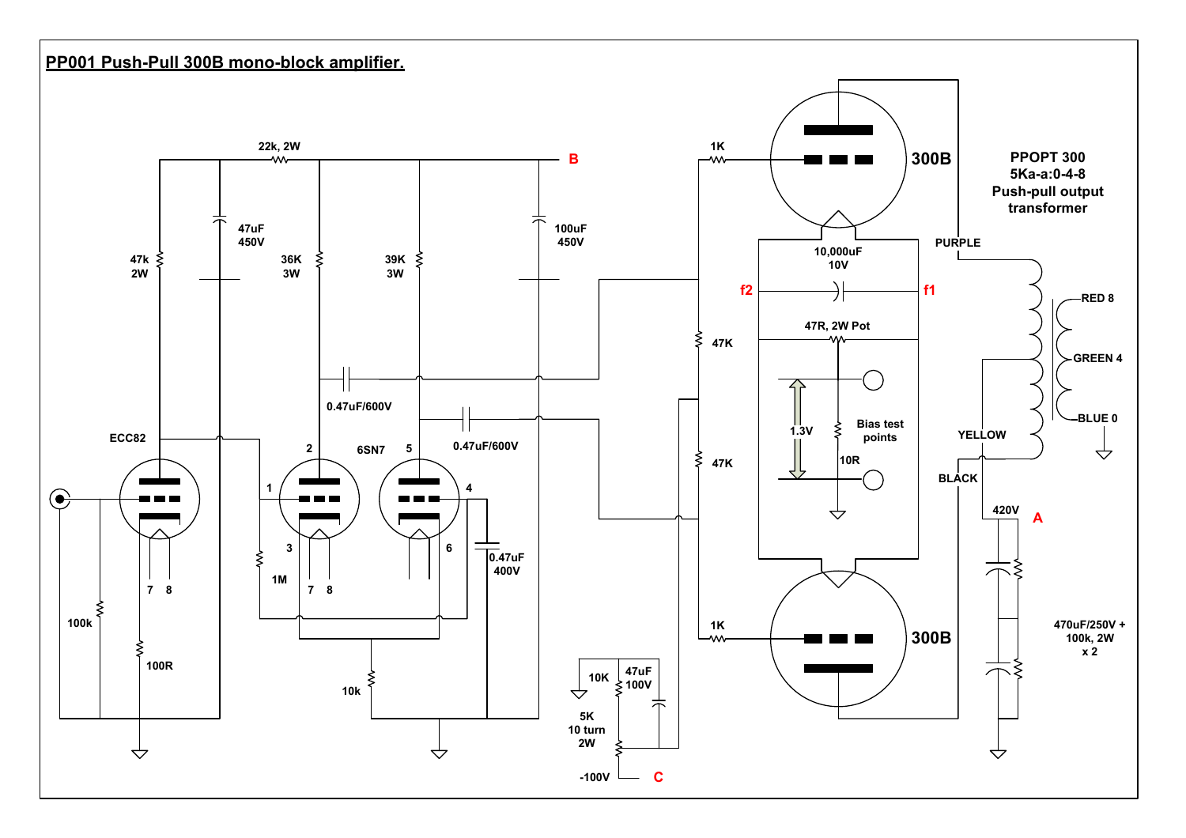# PP001 Push-Pull 300B mono-block amplifier.

B

22k, 2W

47uF 450V

100uF 450V

47k 2W

36K 3W

39K 3W

0.47uF/600V

0.47uF/600V

ECC82

6SN7

1M

100k

100R

10k

0.47uF 400V

1K

1K

47K

47K

300B

300B

10,000uF 10V

f2

f1

47R, 2W Pot

1.3V

Bias test points

10R

10K

47uF 100V

5K 10 turn 2W

-100V

C

PPOPT 300 5Ka-a:0-4-8 Push-pull output transformer

PURPLE

RED 8

GREEN 4

BLUE 0

YELLOW

BLACK

420V

A

470uF/250V + 100k, 2W x 2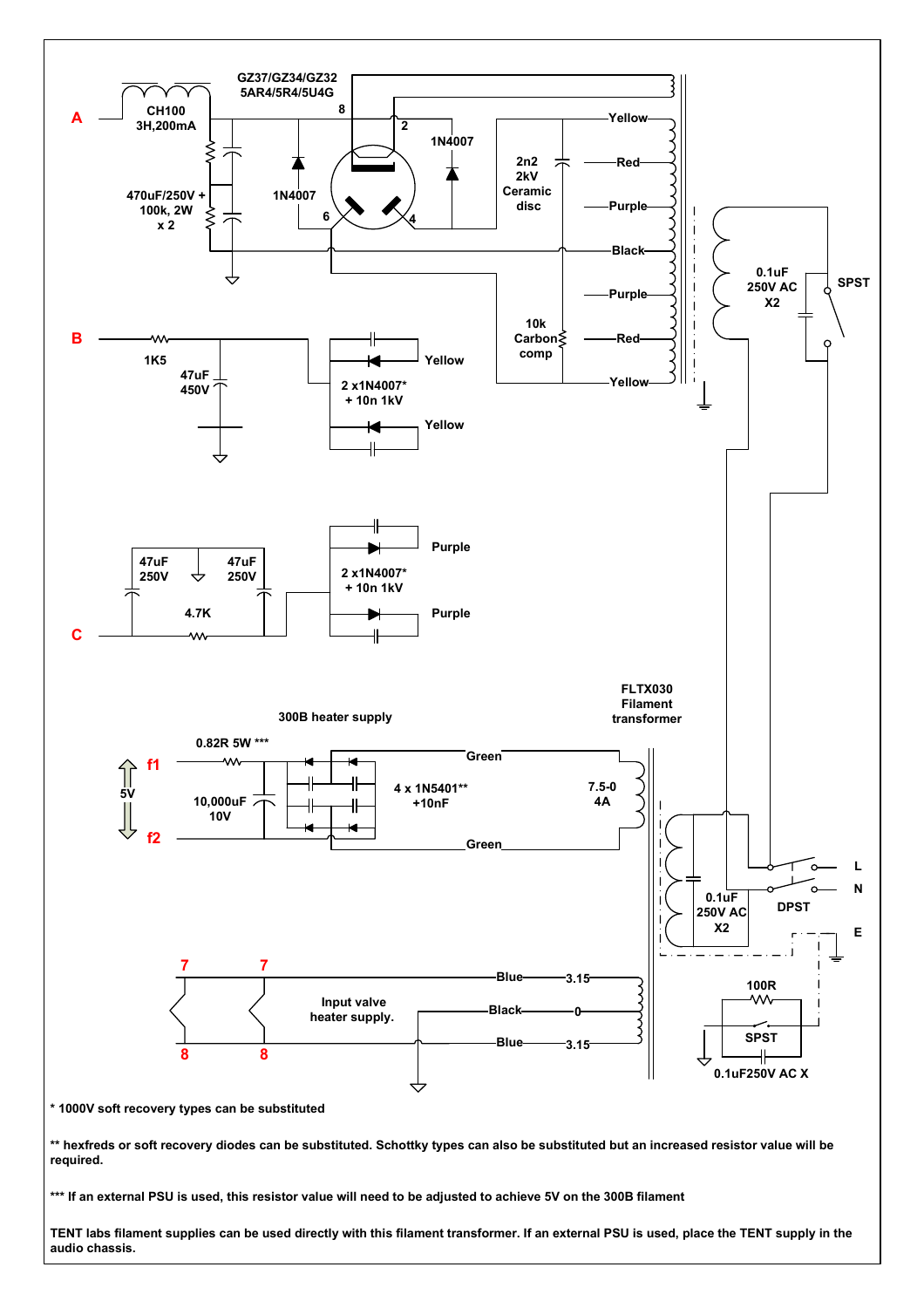* 1000V soft recovery types can be substituted

** hexfreds or soft recovery diodes can be substituted. Schottky types can also be substituted but an increased resistor value will be required.

*** If an external PSU is used, this resistor value will need to be adjusted to achieve 5V on the 300B filament

TENT labs filament supplies can be used directly with this filament transformer. If an external PSU is used, place the TENT supply in the audio chassis.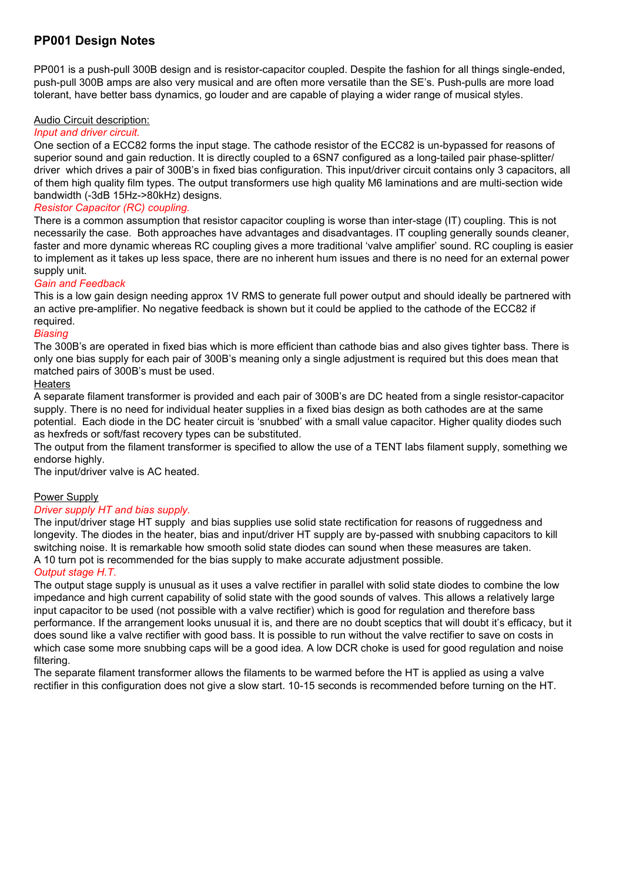## PP001 Design Notes

PP001 is a push-pull 300B design and is resistor-capacitor coupled. Despite the fashion for all things single-ended, push-pull 300B amps are also very musical and are often more versatile than the SE's. Push-pulls are more load tolerant, have better bass dynamics, go louder and are capable of playing a wider range of musical styles.

### Audio Circuit description:

*Input and driver circuit.*

One section of a ECC82 forms the input stage. The cathode resistor of the ECC82 is un-bypassed for reasons of superior sound and gain reduction. It is directly coupled to a 6SN7 configured as a long-tailed pair phase-splitter/ driver which drives a pair of 300B's in fixed bias configuration. This input/driver circuit contains only 3 capacitors, all of them high quality film types. The output transformers use high quality M6 laminations and are multi-section wide bandwidth (-3dB 15Hz->80kHz) designs.

*Resistor Capacitor (RC) coupling.*

There is a common assumption that resistor capacitor coupling is worse than inter-stage (IT) coupling. This is not necessarily the case. Both approaches have advantages and disadvantages. IT coupling generally sounds cleaner, faster and more dynamic whereas RC coupling gives a more traditional 'valve amplifier' sound. RC coupling is easier to implement as it takes up less space, there are no inherent hum issues and there is no need for an external power supply unit.

*Gain and Feedback*

This is a low gain design needing approx 1V RMS to generate full power output and should ideally be partnered with an active pre-amplifier. No negative feedback is shown but it could be applied to the cathode of the ECC82 if required.

*Biasing*

The 300B's are operated in fixed bias which is more efficient than cathode bias and also gives tighter bass. There is only one bias supply for each pair of 300B's meaning only a single adjustment is required but this does mean that matched pairs of 300B's must be used.

### Heaters

A separate filament transformer is provided and each pair of 300B's are DC heated from a single resistor-capacitor supply. There is no need for individual heater supplies in a fixed bias design as both cathodes are at the same potential. Each diode in the DC heater circuit is 'snubbed' with a small value capacitor. Higher quality diodes such as hexfreds or soft/fast recovery types can be substituted.

The output from the filament transformer is specified to allow the use of a TENT labs filament supply, something we endorse highly.

The input/driver valve is AC heated.

### Power Supply

*Driver supply HT and bias supply.*

The input/driver stage HT supply and bias supplies use solid state rectification for reasons of ruggedness and longevity. The diodes in the heater, bias and input/driver HT supply are by-passed with snubbing capacitors to kill switching noise. It is remarkable how smooth solid state diodes can sound when these measures are taken.

A 10 turn pot is recommended for the bias supply to make accurate adjustment possible.

*Output stage H.T.*

The output stage supply is unusual as it uses a valve rectifier in parallel with solid state diodes to combine the low impedance and high current capability of solid state with the good sounds of valves. This allows a relatively large input capacitor to be used (not possible with a valve rectifier) which is good for regulation and therefore bass performance. If the arrangement looks unusual it is, and there are no doubt sceptics that will doubt it's efficacy, but it does sound like a valve rectifier with good bass. It is possible to run without the valve rectifier to save on costs in which case some more snubbing caps will be a good idea. A low DCR choke is used for good regulation and noise filtering.

The separate filament transformer allows the filaments to be warmed before the HT is applied as using a valve rectifier in this configuration does not give a slow start. 10-15 seconds is recommended before turning on the HT.